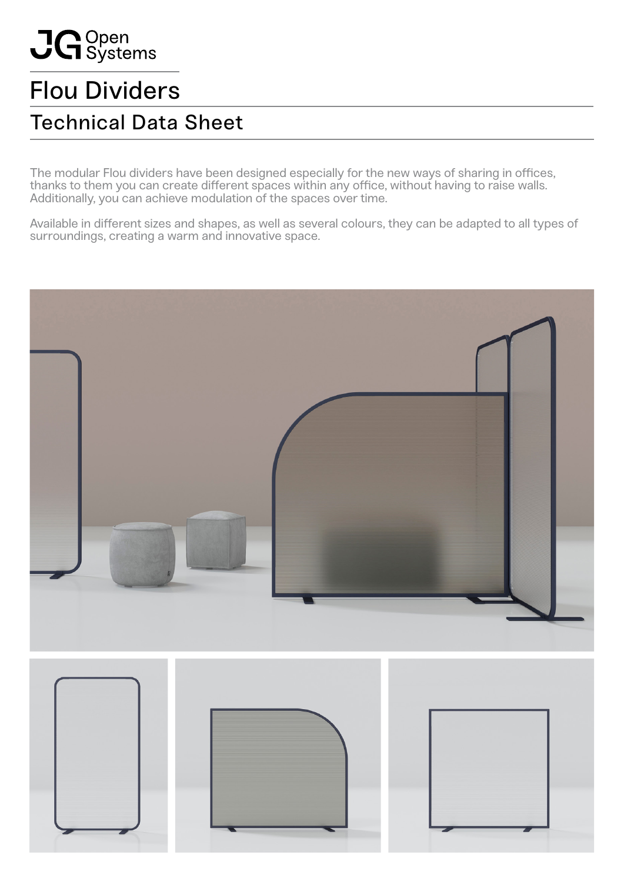JG Open Systems

# Flou Dividers

## Technical Data Sheet

The modular Flou dividers have been designed especially for the new ways of sharing in offices, thanks to them you can create different spaces within any office, without having to raise walls. Additionally, you can achieve modulation of the spaces over time.

Available in different sizes and shapes, as well as several colours, they can be adapted to all types of surroundings, creating a warm and innovative space.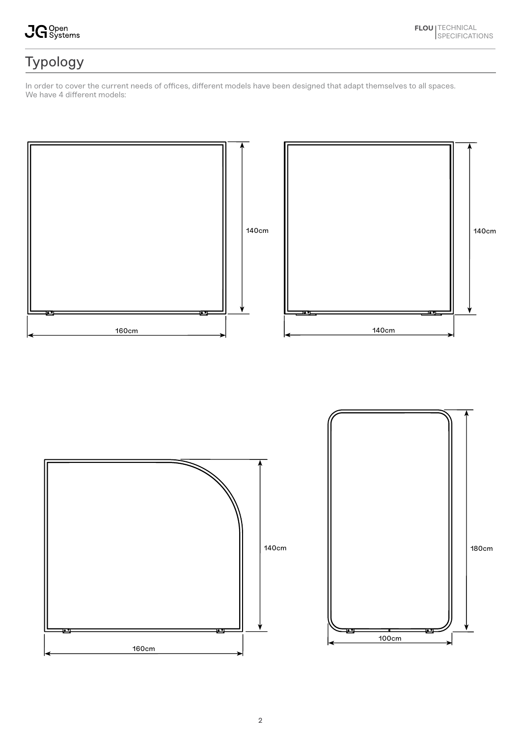# Typology

In order to cover the current needs of offices, different models have been designed that adapt themselves to all spaces.
We have 4 different models:

140cm

160cm

140cm

140cm

140cm

160cm

180cm

100cm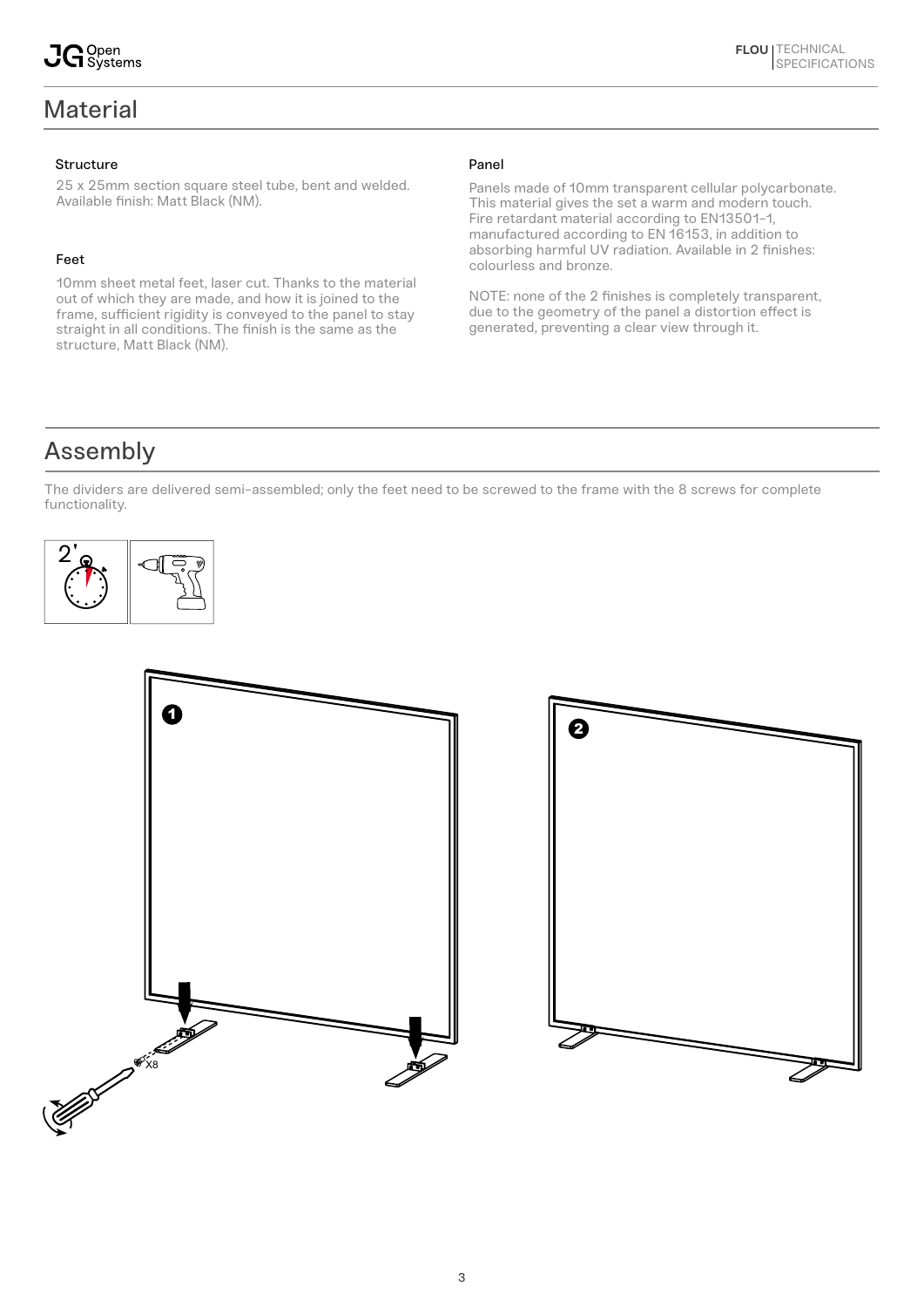# Material

### Structure

25 x 25mm section square steel tube, bent and welded. Available finish: Matt Black (NM).

### Feet

10mm sheet metal feet, laser cut. Thanks to the material out of which they are made, and how it is joined to the frame, sufficient rigidity is conveyed to the panel to stay straight in all conditions. The finish is the same as the structure, Matt Black (NM).

### Panel

Panels made of 10mm transparent cellular polycarbonate. This material gives the set a warm and modern touch. Fire retardant material according to EN13501-1, manufactured according to EN 16153, in addition to absorbing harmful UV radiation. Available in 2 finishes: colourless and bronze.

NOTE: none of the 2 finishes is completely transparent, due to the geometry of the panel a distortion effect is generated, preventing a clear view through it.

# Assembly

The dividers are delivered semi-assembled; only the feet need to be screwed to the frame with the 8 screws for complete functionality.

2'

X8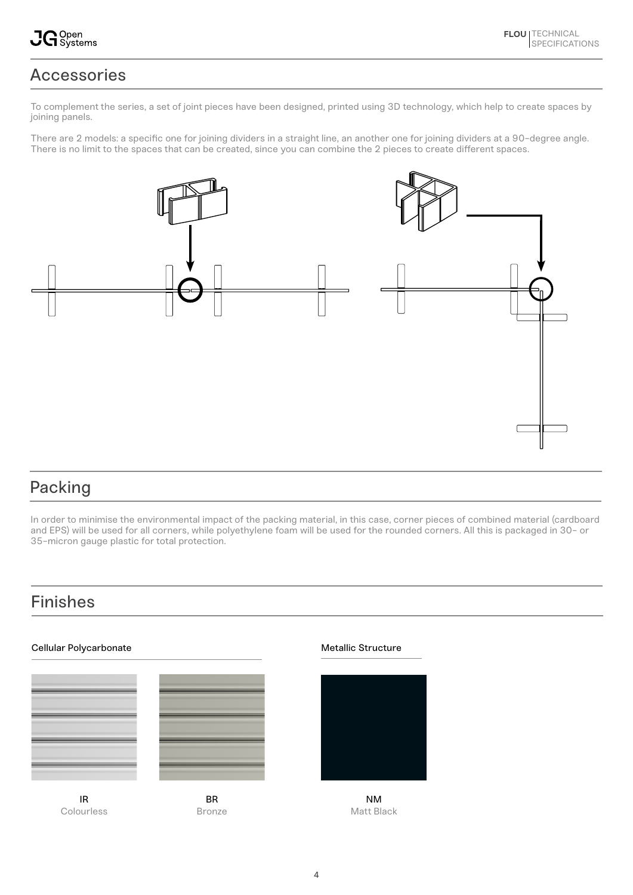## Accessories

To complement the series, a set of joint pieces have been designed, printed using 3D technology, which help to create spaces by joining panels.

There are 2 models: a specific one for joining dividers in a straight line, an another one for joining dividers at a 90-degree angle. There is no limit to the spaces that can be created, since you can combine the 2 pieces to create different spaces.

## Packing

In order to minimise the environmental impact of the packing material, in this case, corner pieces of combined material (cardboard and EPS) will be used for all corners, while polyethylene foam will be used for the rounded corners. All this is packaged in 30- or 35-micron gauge plastic for total protection.

## Finishes

### Cellular Polycarbonate

IR
Colourless

BR
Bronze

### Metallic Structure

NM
Matt Black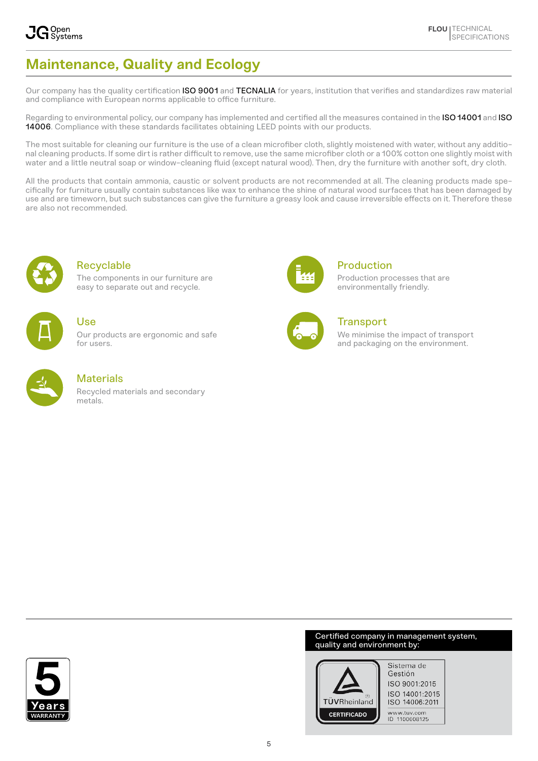## Maintenance, Quality and Ecology

Our company has the quality certification **ISO 9001** and **TECNALIA** for years, institution that verifies and standardizes raw material and compliance with European norms applicable to office furniture.

Regarding to environmental policy, our company has implemented and certified all the measures contained in the **ISO 14001** and **ISO 14006**. Compliance with these standards facilitates obtaining LEED points with our products.

The most suitable for cleaning our furniture is the use of a clean microfiber cloth, slightly moistened with water, without any additional cleaning products. If some dirt is rather difficult to remove, use the same microfiber cloth or a 100% cotton one slightly moist with water and a little neutral soap or window-cleaning fluid (except natural wood). Then, dry the furniture with another soft, dry cloth.

All the products that contain ammonia, caustic or solvent products are not recommended at all. The cleaning products made specifically for furniture usually contain substances like wax to enhance the shine of natural wood surfaces that has been damaged by use and are timeworn, but such substances can give the furniture a greasy look and cause irreversible effects on it. Therefore these are also not recommended.

### Recyclable

The components in our furniture are easy to separate out and recycle.

### Use

Our products are ergonomic and safe for users.

### Materials

Recycled materials and secondary metals.

### Production

Production processes that are environmentally friendly.

### Transport

We minimise the impact of transport and packaging on the environment.

5 Years WARRANTY

Certified company in management system, quality and environment by:

TÜVRheinland CERTIFICADO

Sistema de Gestión
ISO 9001:2015
ISO 14001:2015
ISO 14006:2011
www.tuv.com
ID 1100008125